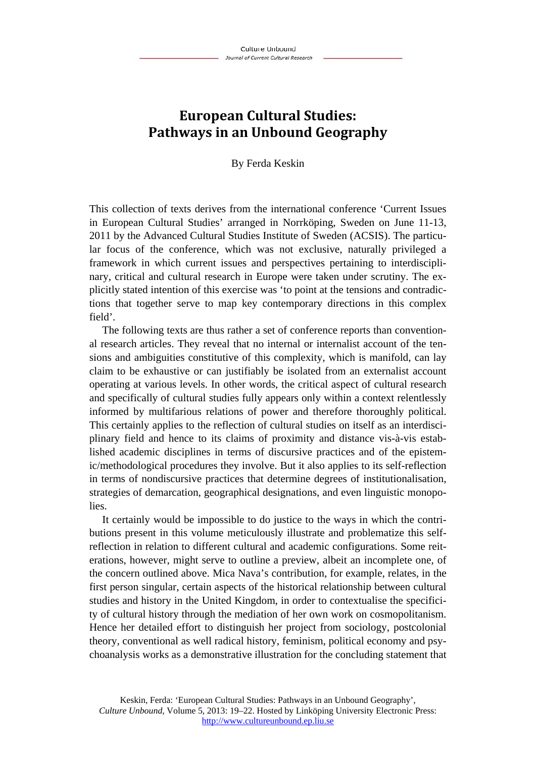# European Cultural Studies: Pathways in an Unbound Geography

By Ferda Keskin

This collection of texts derives from the international conference 'Current Issues in European Cultural Studies' arranged in Norrköping, Sweden on June 11-13, 2011 by the Advanced Cultural Studies Institute of Sweden (ACSIS). The particular focus of the conference, which was not exclusive, naturally privileged a framework in which current issues and perspectives pertaining to interdisciplinary, critical and cultural research in Europe were taken under scrutiny. The explicitly stated intention of this exercise was 'to point at the tensions and contradictions that together serve to map key contemporary directions in this complex field'.

The following texts are thus rather a set of conference reports than conventional research articles. They reveal that no internal or internalist account of the tensions and ambiguities constitutive of this complexity, which is manifold, can lay claim to be exhaustive or can justifiably be isolated from an externalist account operating at various levels. In other words, the critical aspect of cultural research and specifically of cultural studies fully appears only within a context relentlessly informed by multifarious relations of power and therefore thoroughly political. This certainly applies to the reflection of cultural studies on itself as an interdisciplinary field and hence to its claims of proximity and distance vis-à-vis established academic disciplines in terms of discursive practices and of the epistemic/methodological procedures they involve. But it also applies to its self-reflection in terms of nondiscursive practices that determine degrees of institutionalisation, strategies of demarcation, geographical designations, and even linguistic monopolies.

It certainly would be impossible to do justice to the ways in which the contributions present in this volume meticulously illustrate and problematize this self-reflection in relation to different cultural and academic configurations. Some reiterations, however, might serve to outline a preview, albeit an incomplete one, of the concern outlined above. Mica Nava's contribution, for example, relates, in the first person singular, certain aspects of the historical relationship between cultural studies and history in the United Kingdom, in order to contextualise the specificity of cultural history through the mediation of her own work on cosmopolitanism. Hence her detailed effort to distinguish her project from sociology, postcolonial theory, conventional as well radical history, feminism, political economy and psychoanalysis works as a demonstrative illustration for the concluding statement that

Keskin, Ferda: 'European Cultural Studies: Pathways in an Unbound Geography', *Culture Unbound*, Volume 5, 2013: 19–22. Hosted by Linköping University Electronic Press: http://www.cultureunbound.ep.liu.se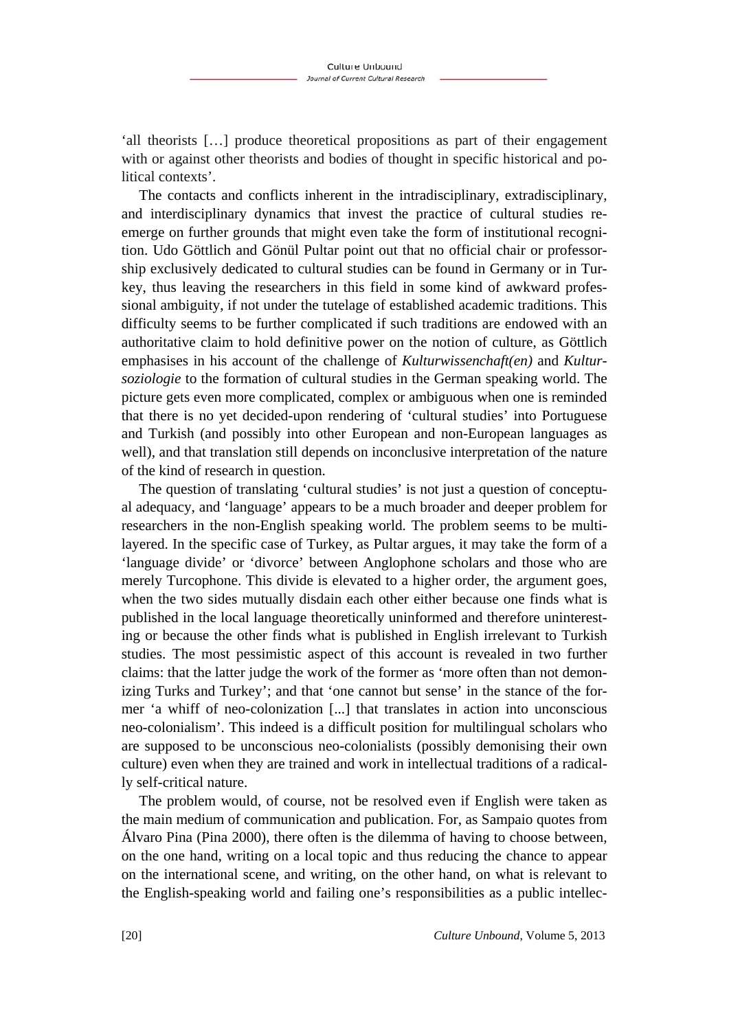'all theorists […] produce theoretical propositions as part of their engagement with or against other theorists and bodies of thought in specific historical and political contexts'.

The contacts and conflicts inherent in the intradisciplinary, extradisciplinary, and interdisciplinary dynamics that invest the practice of cultural studies re-emerge on further grounds that might even take the form of institutional recognition. Udo Göttlich and Gönül Pultar point out that no official chair or professorship exclusively dedicated to cultural studies can be found in Germany or in Turkey, thus leaving the researchers in this field in some kind of awkward professional ambiguity, if not under the tutelage of established academic traditions. This difficulty seems to be further complicated if such traditions are endowed with an authoritative claim to hold definitive power on the notion of culture, as Göttlich emphasises in his account of the challenge of *Kulturwissenchaft(en)* and *Kultursoziologie* to the formation of cultural studies in the German speaking world. The picture gets even more complicated, complex or ambiguous when one is reminded that there is no yet decided-upon rendering of 'cultural studies' into Portuguese and Turkish (and possibly into other European and non-European languages as well), and that translation still depends on inconclusive interpretation of the nature of the kind of research in question.

The question of translating 'cultural studies' is not just a question of conceptual adequacy, and 'language' appears to be a much broader and deeper problem for researchers in the non-English speaking world. The problem seems to be multi-layered. In the specific case of Turkey, as Pultar argues, it may take the form of a 'language divide' or 'divorce' between Anglophone scholars and those who are merely Turcophone. This divide is elevated to a higher order, the argument goes, when the two sides mutually disdain each other either because one finds what is published in the local language theoretically uninformed and therefore uninteresting or because the other finds what is published in English irrelevant to Turkish studies. The most pessimistic aspect of this account is revealed in two further claims: that the latter judge the work of the former as 'more often than not demonizing Turks and Turkey'; and that 'one cannot but sense' in the stance of the former 'a whiff of neo-colonization [...] that translates in action into unconscious neo-colonialism'. This indeed is a difficult position for multilingual scholars who are supposed to be unconscious neo-colonialists (possibly demonising their own culture) even when they are trained and work in intellectual traditions of a radically self-critical nature.

The problem would, of course, not be resolved even if English were taken as the main medium of communication and publication. For, as Sampaio quotes from Álvaro Pina (Pina 2000), there often is the dilemma of having to choose between, on the one hand, writing on a local topic and thus reducing the chance to appear on the international scene, and writing, on the other hand, on what is relevant to the English-speaking world and failing one's responsibilities as a public intellec-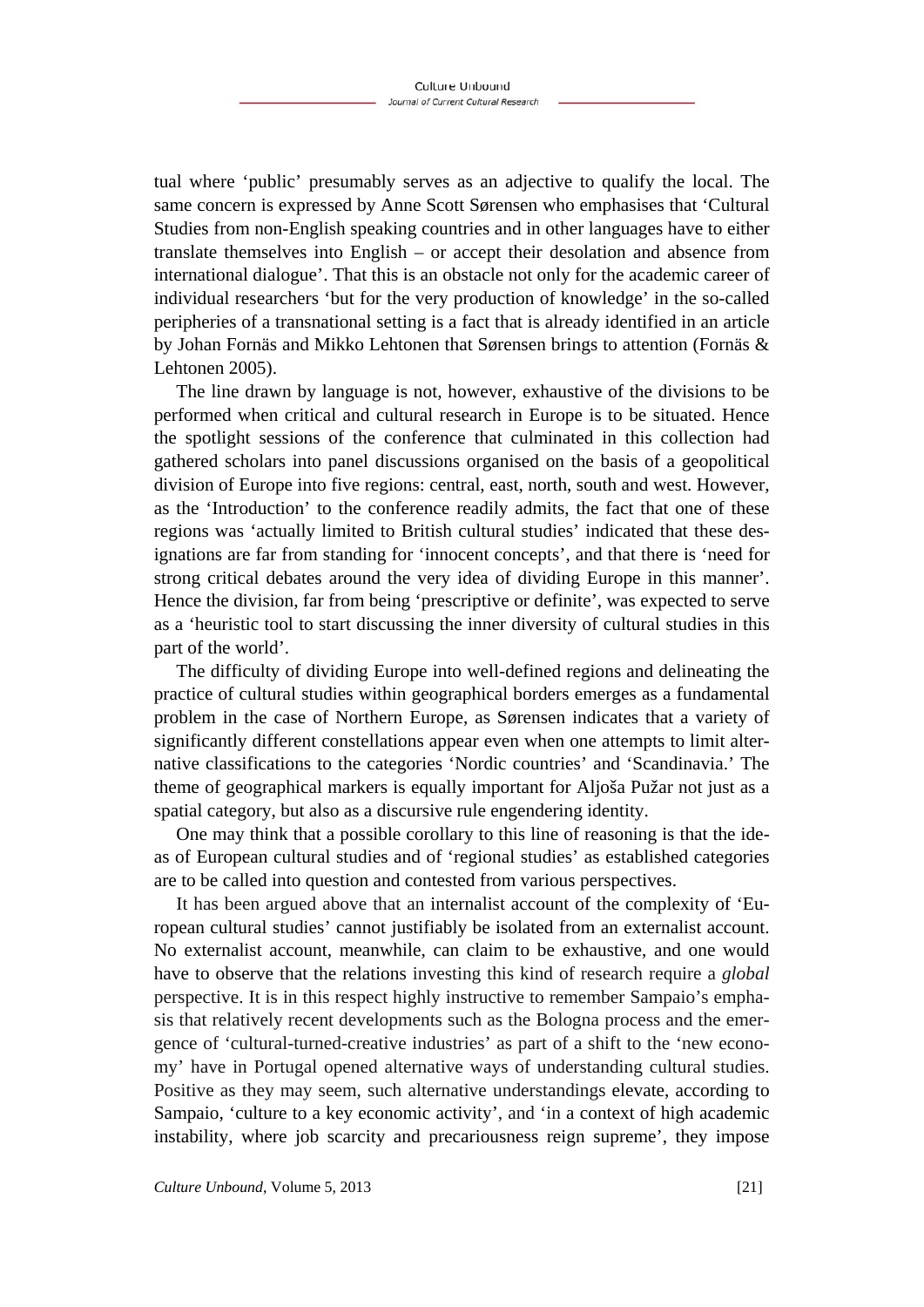tual where 'public' presumably serves as an adjective to qualify the local. The same concern is expressed by Anne Scott Sørensen who emphasises that 'Cultural Studies from non-English speaking countries and in other languages have to either translate themselves into English – or accept their desolation and absence from international dialogue'. That this is an obstacle not only for the academic career of individual researchers 'but for the very production of knowledge' in the so-called peripheries of a transnational setting is a fact that is already identified in an article by Johan Fornäs and Mikko Lehtonen that Sørensen brings to attention (Fornäs & Lehtonen 2005).

The line drawn by language is not, however, exhaustive of the divisions to be performed when critical and cultural research in Europe is to be situated. Hence the spotlight sessions of the conference that culminated in this collection had gathered scholars into panel discussions organised on the basis of a geopolitical division of Europe into five regions: central, east, north, south and west. However, as the 'Introduction' to the conference readily admits, the fact that one of these regions was 'actually limited to British cultural studies' indicated that these designations are far from standing for 'innocent concepts', and that there is 'need for strong critical debates around the very idea of dividing Europe in this manner'. Hence the division, far from being 'prescriptive or definite', was expected to serve as a 'heuristic tool to start discussing the inner diversity of cultural studies in this part of the world'.

The difficulty of dividing Europe into well-defined regions and delineating the practice of cultural studies within geographical borders emerges as a fundamental problem in the case of Northern Europe, as Sørensen indicates that a variety of significantly different constellations appear even when one attempts to limit alternative classifications to the categories 'Nordic countries' and 'Scandinavia.' The theme of geographical markers is equally important for Aljoša Pužar not just as a spatial category, but also as a discursive rule engendering identity.

One may think that a possible corollary to this line of reasoning is that the ideas of European cultural studies and of 'regional studies' as established categories are to be called into question and contested from various perspectives.

It has been argued above that an internalist account of the complexity of 'European cultural studies' cannot justifiably be isolated from an externalist account. No externalist account, meanwhile, can claim to be exhaustive, and one would have to observe that the relations investing this kind of research require a *global* perspective. It is in this respect highly instructive to remember Sampaio's emphasis that relatively recent developments such as the Bologna process and the emergence of 'cultural-turned-creative industries' as part of a shift to the 'new economy' have in Portugal opened alternative ways of understanding cultural studies. Positive as they may seem, such alternative understandings elevate, according to Sampaio, 'culture to a key economic activity', and 'in a context of high academic instability, where job scarcity and precariousness reign supreme', they impose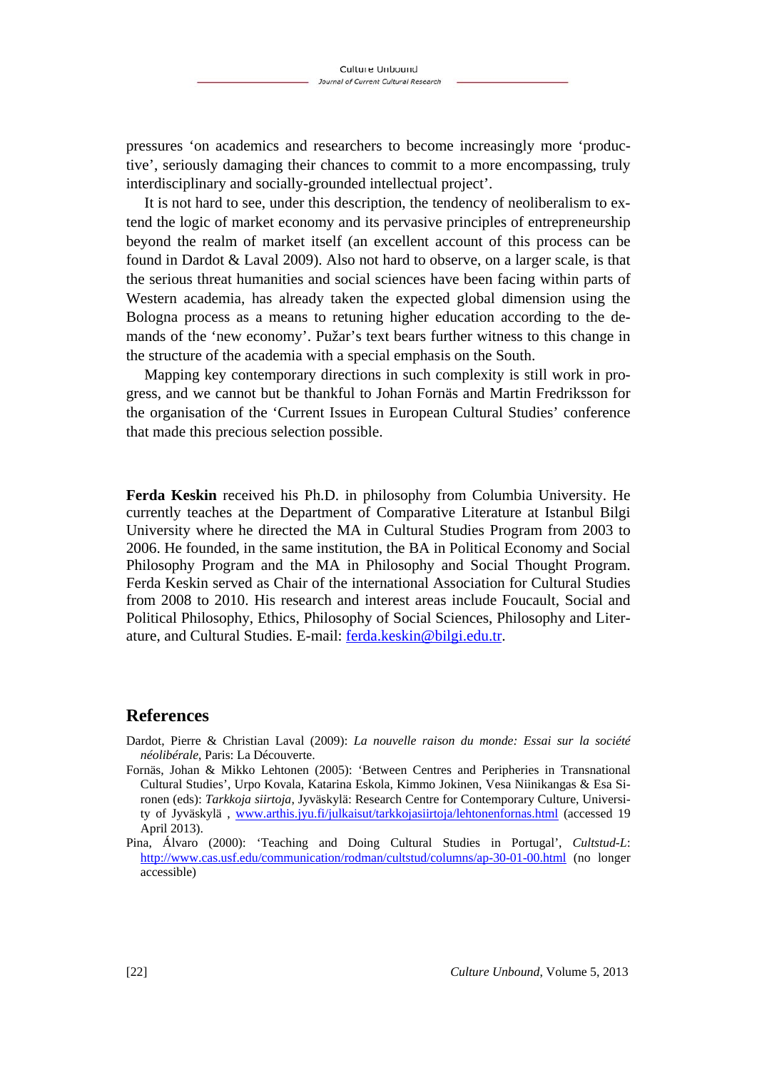pressures 'on academics and researchers to become increasingly more 'productive', seriously damaging their chances to commit to a more encompassing, truly interdisciplinary and socially-grounded intellectual project'.

It is not hard to see, under this description, the tendency of neoliberalism to extend the logic of market economy and its pervasive principles of entrepreneurship beyond the realm of market itself (an excellent account of this process can be found in Dardot & Laval 2009). Also not hard to observe, on a larger scale, is that the serious threat humanities and social sciences have been facing within parts of Western academia, has already taken the expected global dimension using the Bologna process as a means to retuning higher education according to the demands of the 'new economy'. Pužar's text bears further witness to this change in the structure of the academia with a special emphasis on the South.

Mapping key contemporary directions in such complexity is still work in progress, and we cannot but be thankful to Johan Fornäs and Martin Fredriksson for the organisation of the 'Current Issues in European Cultural Studies' conference that made this precious selection possible.

**Ferda Keskin** received his Ph.D. in philosophy from Columbia University. He currently teaches at the Department of Comparative Literature at Istanbul Bilgi University where he directed the MA in Cultural Studies Program from 2003 to 2006. He founded, in the same institution, the BA in Political Economy and Social Philosophy Program and the MA in Philosophy and Social Thought Program. Ferda Keskin served as Chair of the international Association for Cultural Studies from 2008 to 2010. His research and interest areas include Foucault, Social and Political Philosophy, Ethics, Philosophy of Social Sciences, Philosophy and Literature, and Cultural Studies. E-mail: ferda.keskin@bilgi.edu.tr.

## References

Dardot, Pierre & Christian Laval (2009): *La nouvelle raison du monde: Essai sur la société néolibérale*, Paris: La Découverte.

Fornäs, Johan & Mikko Lehtonen (2005): 'Between Centres and Peripheries in Transnational Cultural Studies', Urpo Kovala, Katarina Eskola, Kimmo Jokinen, Vesa Niinikangas & Esa Sironen (eds): *Tarkkoja siirtoja*, Jyväskylä: Research Centre for Contemporary Culture, University of Jyväskylä , www.arthis.jyu.fi/julkaisut/tarkkojasiirtoja/lehtonenfornas.html (accessed 19 April 2013).

Pina, Álvaro (2000): 'Teaching and Doing Cultural Studies in Portugal', *Cultstud-L*: http://www.cas.usf.edu/communication/rodman/cultstud/columns/ap-30-01-00.html (no longer accessible)